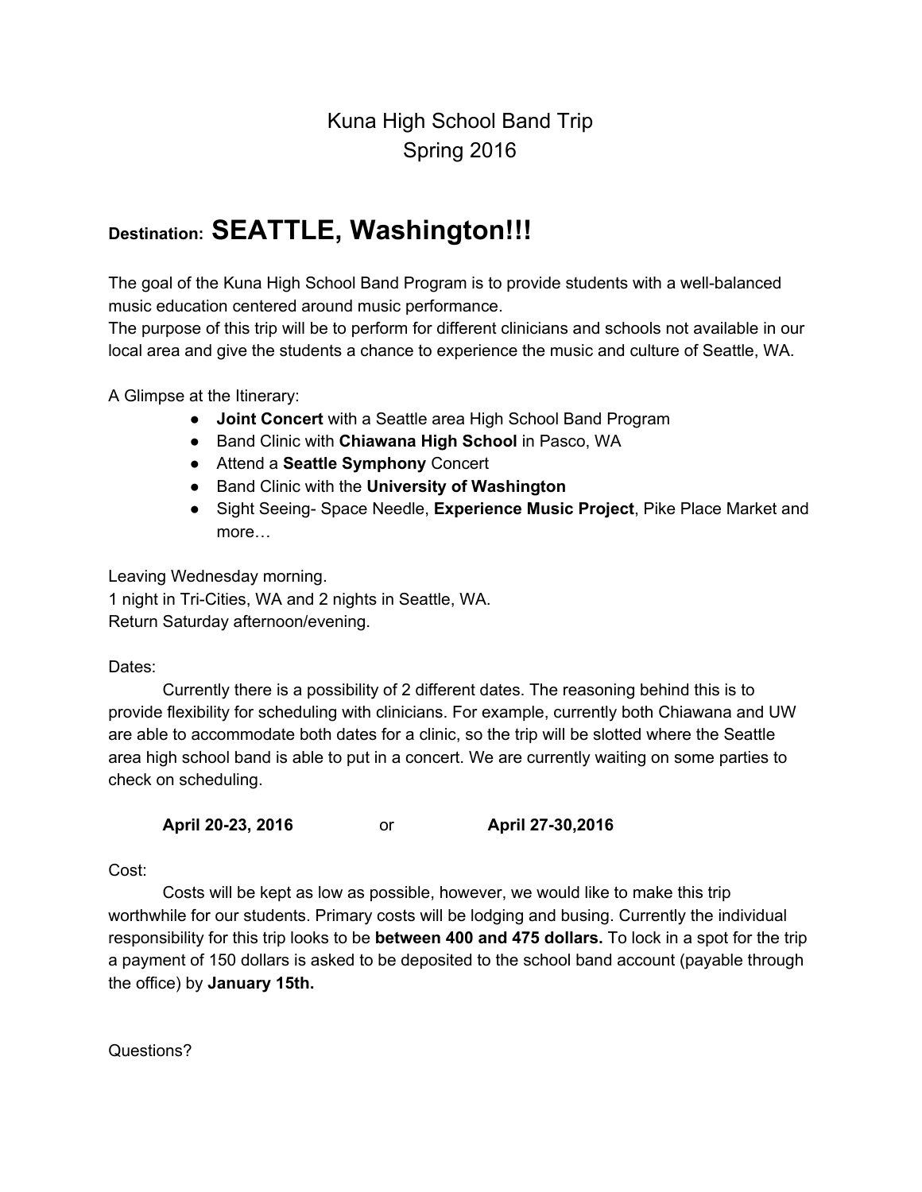# Kuna High School Band Trip
# Spring 2016

## Destination: SEATTLE, Washington!!!

The goal of the Kuna High School Band Program is to provide students with a well-balanced music education centered around music performance.
The purpose of this trip will be to perform for different clinicians and schools not available in our local area and give the students a chance to experience the music and culture of Seattle, WA.

A Glimpse at the Itinerary:

- **Joint Concert** with a Seattle area High School Band Program
- Band Clinic with **Chiawana High School** in Pasco, WA
- Attend a **Seattle Symphony** Concert
- Band Clinic with the **University of Washington**
- Sight Seeing- Space Needle, **Experience Music Project**, Pike Place Market and more…

Leaving Wednesday morning.
1 night in Tri-Cities, WA and 2 nights in Seattle, WA.
Return Saturday afternoon/evening.

Dates:

Currently there is a possibility of 2 different dates. The reasoning behind this is to provide flexibility for scheduling with clinicians. For example, currently both Chiawana and UW are able to accommodate both dates for a clinic, so the trip will be slotted where the Seattle area high school band is able to put in a concert. We are currently waiting on some parties to check on scheduling.

**April 20-23, 2016** or **April 27-30,2016**

Cost:

Costs will be kept as low as possible, however, we would like to make this trip worthwhile for our students. Primary costs will be lodging and busing. Currently the individual responsibility for this trip looks to be **between 400 and 475 dollars.** To lock in a spot for the trip a payment of 150 dollars is asked to be deposited to the school band account (payable through the office) by **January 15th.**

Questions?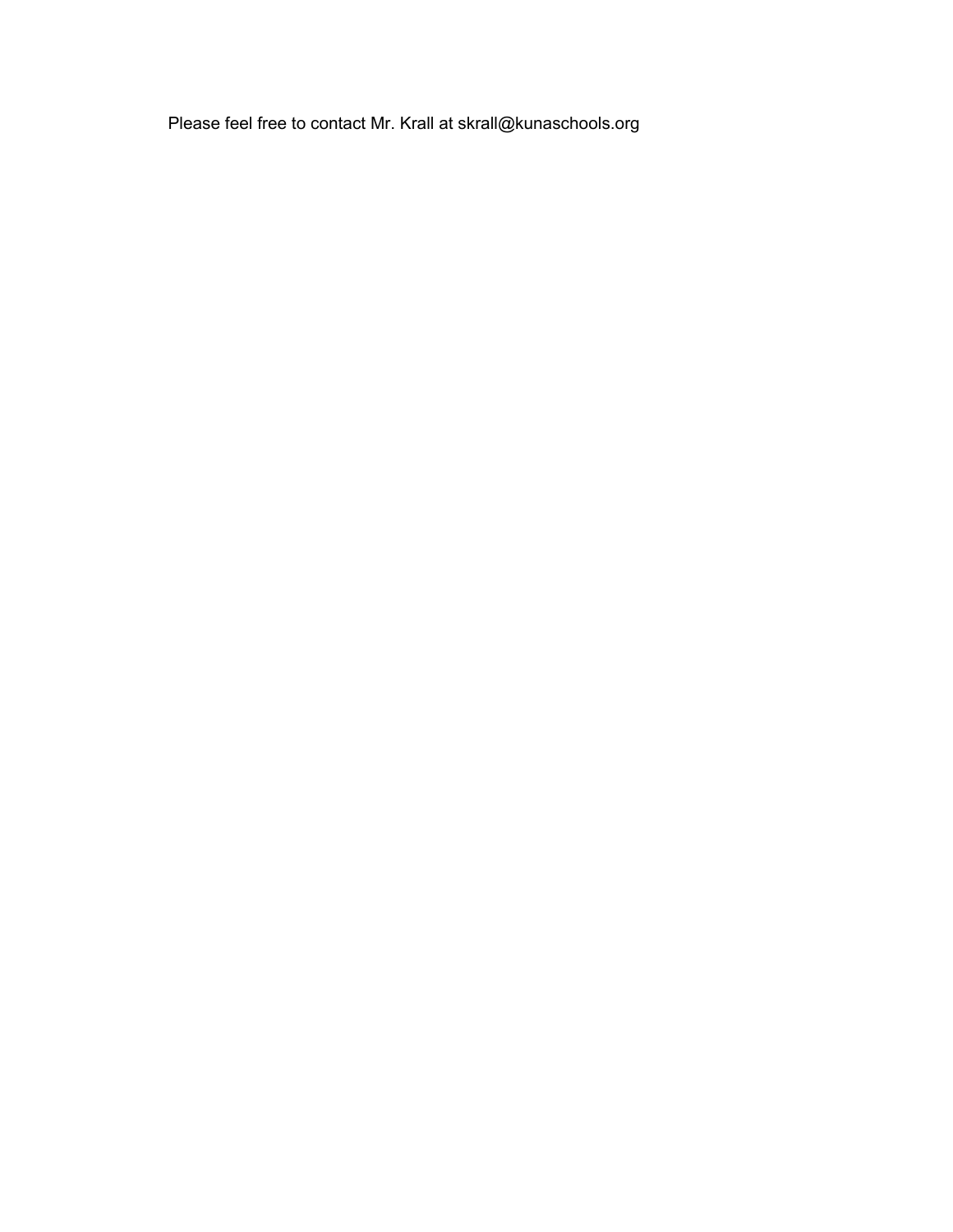Please feel free to contact Mr. Krall at skrall@kunaschools.org